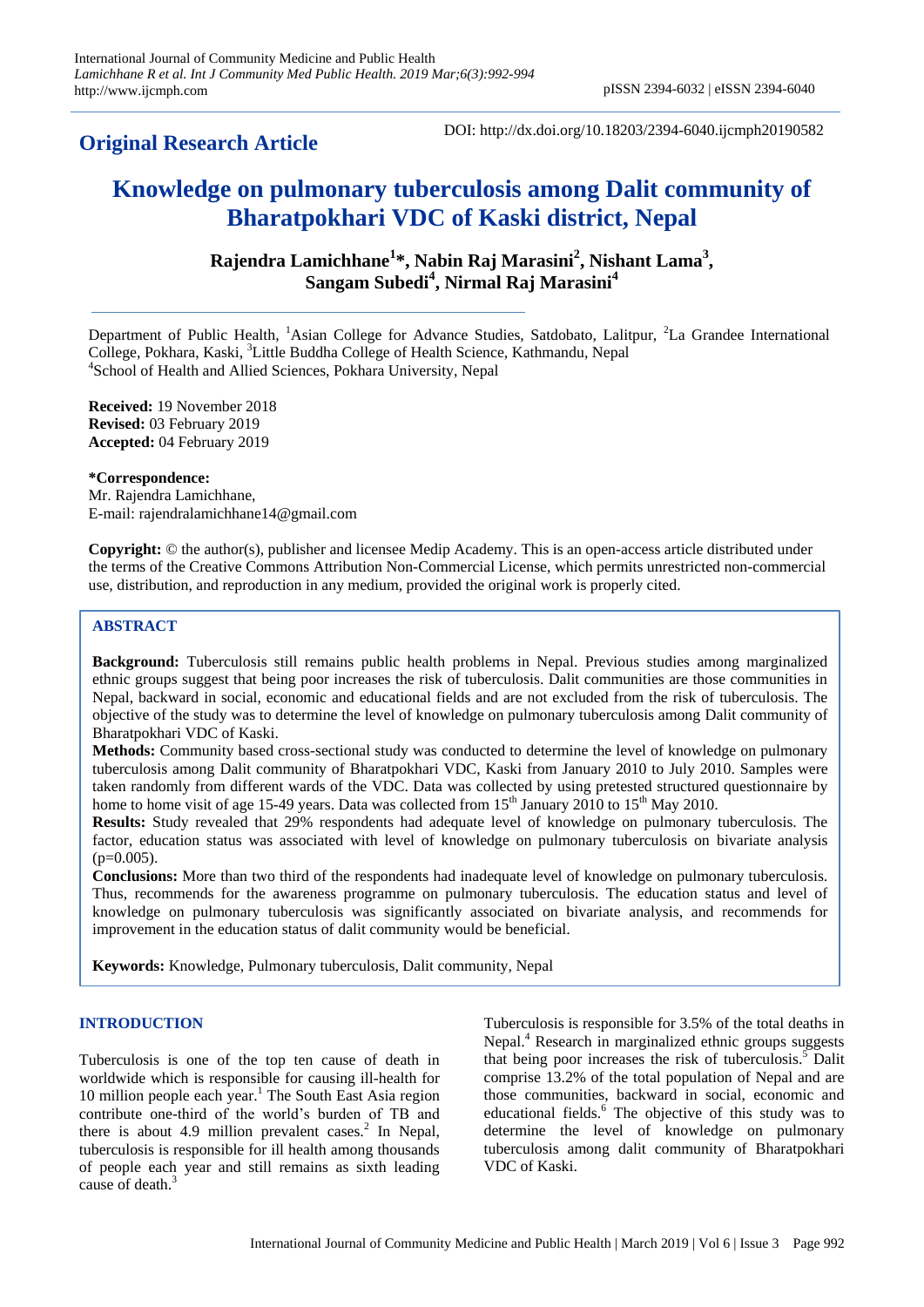## Original Research Article

DOI: http://dx.doi.org/10.18203/2394-6040.ijcmph20190582

# Knowledge on pulmonary tuberculosis among Dalit community of Bharatpokhari VDC of Kaski district, Nepal

**Rajendra Lamichhane[1]\*, Nabin Raj Marasini[2], Nishant Lama[3], Sangam Subedi[4], Nirmal Raj Marasini[4]**

Department of Public Health, [1]Asian College for Advance Studies, Satdobato, Lalitpur, [2]La Grandee International College, Pokhara, Kaski, [3]Little Buddha College of Health Science, Kathmandu, Nepal
[4]School of Health and Allied Sciences, Pokhara University, Nepal

**Received:** 19 November 2018
**Revised:** 03 February 2019
**Accepted:** 04 February 2019

**\*Correspondence:**
Mr. Rajendra Lamichhane,
E-mail: rajendralamichhane14@gmail.com

**Copyright:** © the author(s), publisher and licensee Medip Academy. This is an open-access article distributed under the terms of the Creative Commons Attribution Non-Commercial License, which permits unrestricted non-commercial use, distribution, and reproduction in any medium, provided the original work is properly cited.

### ABSTRACT

**Background:** Tuberculosis still remains public health problems in Nepal. Previous studies among marginalized ethnic groups suggest that being poor increases the risk of tuberculosis. Dalit communities are those communities in Nepal, backward in social, economic and educational fields and are not excluded from the risk of tuberculosis. The objective of the study was to determine the level of knowledge on pulmonary tuberculosis among Dalit community of Bharatpokhari VDC of Kaski.

**Methods:** Community based cross-sectional study was conducted to determine the level of knowledge on pulmonary tuberculosis among Dalit community of Bharatpokhari VDC, Kaski from January 2010 to July 2010. Samples were taken randomly from different wards of the VDC. Data was collected by using pretested structured questionnaire by home to home visit of age 15-49 years. Data was collected from 15th January 2010 to 15th May 2010.

**Results:** Study revealed that 29% respondents had adequate level of knowledge on pulmonary tuberculosis. The factor, education status was associated with level of knowledge on pulmonary tuberculosis on bivariate analysis ($p=0.005$).

**Conclusions:** More than two third of the respondents had inadequate level of knowledge on pulmonary tuberculosis. Thus, recommends for the awareness programme on pulmonary tuberculosis. The education status and level of knowledge on pulmonary tuberculosis was significantly associated on bivariate analysis, and recommends for improvement in the education status of dalit community would be beneficial.

**Keywords:** Knowledge, Pulmonary tuberculosis, Dalit community, Nepal

### INTRODUCTION

Tuberculosis is one of the top ten cause of death in worldwide which is responsible for causing ill-health for 10 million people each year.[1] The South East Asia region contribute one-third of the world's burden of TB and there is about 4.9 million prevalent cases.[2] In Nepal, tuberculosis is responsible for ill health among thousands of people each year and still remains as sixth leading cause of death.[3]

Tuberculosis is responsible for 3.5% of the total deaths in Nepal.[4] Research in marginalized ethnic groups suggests that being poor increases the risk of tuberculosis.[5] Dalit comprise 13.2% of the total population of Nepal and are those communities, backward in social, economic and educational fields.[6] The objective of this study was to determine the level of knowledge on pulmonary tuberculosis among dalit community of Bharatpokhari VDC of Kaski.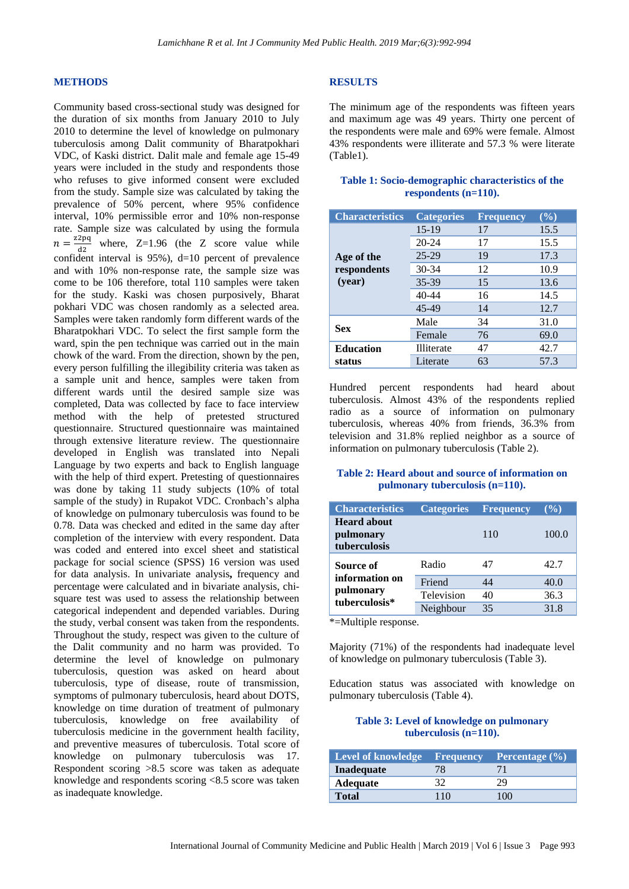## METHODS

Community based cross-sectional study was designed for the duration of six months from January 2010 to July 2010 to determine the level of knowledge on pulmonary tuberculosis among Dalit community of Bharatpokhari VDC, of Kaski district. Dalit male and female age 15-49 years were included in the study and respondents those who refuses to give informed consent were excluded from the study. Sample size was calculated by taking the prevalence of 50% percent, where 95% confidence interval, 10% permissible error and 10% non-response rate. Sample size was calculated by using the formula $n = \frac{z2pq}{d2}$ where, Z=1.96 (the Z score value while confident interval is 95%), d=10 percent of prevalence and with 10% non-response rate, the sample size was come to be 106 therefore, total 110 samples were taken for the study. Kaski was chosen purposively, Bharat pokhari VDC was chosen randomly as a selected area. Samples were taken randomly form different wards of the Bharatpokhari VDC. To select the first sample form the ward, spin the pen technique was carried out in the main chowk of the ward. From the direction, shown by the pen, every person fulfilling the illegibility criteria was taken as a sample unit and hence, samples were taken from different wards until the desired sample size was completed, Data was collected by face to face interview method with the help of pretested structured questionnaire. Structured questionnaire was maintained through extensive literature review. The questionnaire developed in English was translated into Nepali Language by two experts and back to English language with the help of third expert. Pretesting of questionnaires was done by taking 11 study subjects (10% of total sample of the study) in Rupakot VDC. Cronbach's alpha of knowledge on pulmonary tuberculosis was found to be 0.78. Data was checked and edited in the same day after completion of the interview with every respondent. Data was coded and entered into excel sheet and statistical package for social science (SPSS) 16 version was used for data analysis. In univariate analysis, frequency and percentage were calculated and in bivariate analysis, chi-square test was used to assess the relationship between categorical independent and depended variables. During the study, verbal consent was taken from the respondents. Throughout the study, respect was given to the culture of the Dalit community and no harm was provided. To determine the level of knowledge on pulmonary tuberculosis, question was asked on heard about tuberculosis, type of disease, route of transmission, symptoms of pulmonary tuberculosis, heard about DOTS, knowledge on time duration of treatment of pulmonary tuberculosis, knowledge on free availability of tuberculosis medicine in the government health facility, and preventive measures of tuberculosis. Total score of knowledge on pulmonary tuberculosis was 17. Respondent scoring >8.5 score was taken as adequate knowledge and respondents scoring <8.5 score was taken as inadequate knowledge.

## RESULTS

The minimum age of the respondents was fifteen years and maximum age was 49 years. Thirty one percent of the respondents were male and 69% were female. Almost 43% respondents were illiterate and 57.3 % were literate (Table1).

**Table 1: Socio-demographic characteristics of the respondents (n=110).**

| Characteristics | Categories | Frequency | (%) |
|---|---|---|---|
| Age of the respondents (year) | 15-19 | 17 | 15.5 |
| | 20-24 | 17 | 15.5 |
| | 25-29 | 19 | 17.3 |
| | 30-34 | 12 | 10.9 |
| | 35-39 | 15 | 13.6 |
| | 40-44 | 16 | 14.5 |
| | 45-49 | 14 | 12.7 |
| Sex | Male | 34 | 31.0 |
| | Female | 76 | 69.0 |
| Education status | Illiterate | 47 | 42.7 |
| | Literate | 63 | 57.3 |

Hundred percent respondents had heard about tuberculosis. Almost 43% of the respondents replied radio as a source of information on pulmonary tuberculosis, whereas 40% from friends, 36.3% from television and 31.8% replied neighbor as a source of information on pulmonary tuberculosis (Table 2).

**Table 2: Heard about and source of information on pulmonary tuberculosis (n=110).**

| Characteristics | Categories | Frequency | (%) |
|---|---|---|---|
| Heard about pulmonary tuberculosis | | 110 | 100.0 |
| Source of information on pulmonary tuberculosis* | Radio | 47 | 42.7 |
| | Friend | 44 | 40.0 |
| | Television | 40 | 36.3 |
| | Neighbour | 35 | 31.8 |

*=Multiple response.

Majority (71%) of the respondents had inadequate level of knowledge on pulmonary tuberculosis (Table 3).

Education status was associated with knowledge on pulmonary tuberculosis (Table 4).

**Table 3: Level of knowledge on pulmonary tuberculosis (n=110).**

| Level of knowledge | Frequency | Percentage (%) |
|---|---|---|
| **Inadequate** | 78 | 71 |
| **Adequate** | 32 | 29 |
| **Total** | 110 | 100 |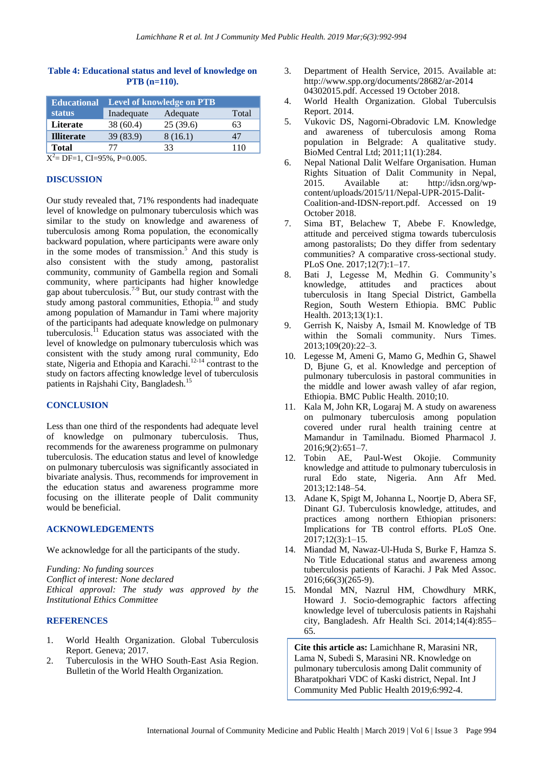**Table 4: Educational status and level of knowledge on PTB (n=110).**

| Educational status | Level of knowledge on PTB | | |
|---|---|---|---|
| | Inadequate | Adequate | Total |
| **Literate** | 38 (60.4) | 25 (39.6) | 63 |
| **Illiterate** | 39 (83.9) | 8 (16.1) | 47 |
| **Total** | 77 | 33 | 110 |

$X^2$= DF=1, CI=95%, P=0.005.

## DISCUSSION

Our study revealed that, 71% respondents had inadequate level of knowledge on pulmonary tuberculosis which was similar to the study on knowledge and awareness of tuberculosis among Roma population, the economically backward population, where participants were aware only in the some modes of transmission.[5] And this study is also consistent with the study among, pastoralist community, community of Gambella region and Somali community, where participants had higher knowledge gap about tuberculosis.[7-9] But, our study contrast with the study among pastoral communities, Ethopia.[10] and study among population of Mamandur in Tami where majority of the participants had adequate knowledge on pulmonary tuberculosis.[11] Education status was associated with the level of knowledge on pulmonary tuberculosis which was consistent with the study among rural community, Edo state, Nigeria and Ethopia and Karachi.[12-14] contrast to the study on factors affecting knowledge level of tuberculosis patients in Rajshahi City, Bangladesh.[15]

## CONCLUSION

Less than one third of the respondents had adequate level of knowledge on pulmonary tuberculosis. Thus, recommends for the awareness programme on pulmonary tuberculosis. The education status and level of knowledge on pulmonary tuberculosis was significantly associated in bivariate analysis. Thus, recommends for improvement in the education status and awareness programme more focusing on the illiterate people of Dalit community would be beneficial.

## ACKNOWLEDGEMENTS

We acknowledge for all the participants of the study.

*Funding: No funding sources*
*Conflict of interest: None declared*
*Ethical approval: The study was approved by the Institutional Ethics Committee*

## REFERENCES

1. World Health Organization. Global Tuberculosis Report. Geneva; 2017.
2. Tuberculosis in the WHO South-East Asia Region. Bulletin of the World Health Organization.
3. Department of Health Service, 2015. Available at: http://www.spp.org/documents/28682/ar-2014 04302015.pdf. Accessed 19 October 2018.
4. World Health Organization. Global Tuberculsis Report. 2014.
5. Vukovic DS, Nagorni-Obradovic LM. Knowledge and awareness of tuberculosis among Roma population in Belgrade: A qualitative study. BioMed Central Ltd; 2011;11(1):284.
6. Nepal National Dalit Welfare Organisation. Human Rights Situation of Dalit Community in Nepal, 2015. Available at: http://idsn.org/wp-content/uploads/2015/11/Nepal-UPR-2015-Dalit-Coalition-and-IDSN-report.pdf. Accessed on 19 October 2018.
7. Sima BT, Belachew T, Abebe F. Knowledge, attitude and perceived stigma towards tuberculosis among pastoralists; Do they differ from sedentary communities? A comparative cross-sectional study. PLoS One. 2017;12(7):1–17.
8. Bati J, Legesse M, Medhin G. Community's knowledge, attitudes and practices about tuberculosis in Itang Special District, Gambella Region, South Western Ethiopia. BMC Public Health. 2013;13(1):1.
9. Gerrish K, Naisby A, Ismail M. Knowledge of TB within the Somali community. Nurs Times. 2013;109(20):22–3.
10. Legesse M, Ameni G, Mamo G, Medhin G, Shawel D, Bjune G, et al. Knowledge and perception of pulmonary tuberculosis in pastoral communities in the middle and lower awash valley of afar region, Ethiopia. BMC Public Health. 2010;10.
11. Kala M, John KR, Logaraj M. A study on awareness on pulmonary tuberculosis among population covered under rural health training centre at Mamandur in Tamilnadu. Biomed Pharmacol J. 2016;9(2):651–7.
12. Tobin AE, Paul-West Okojie. Community knowledge and attitude to pulmonary tuberculosis in rural Edo state, Nigeria. Ann Afr Med. 2013;12:148–54.
13. Adane K, Spigt M, Johanna L, Noortje D, Abera SF, Dinant GJ. Tuberculosis knowledge, attitudes, and practices among northern Ethiopian prisoners: Implications for TB control efforts. PLoS One. 2017;12(3):1–15.
14. Miandad M, Nawaz-Ul-Huda S, Burke F, Hamza S. No Title Educational status and awareness among tuberculosis patients of Karachi. J Pak Med Assoc. 2016;66(3)(265-9).
15. Mondal MN, Nazrul HM, Chowdhury MRK, Howard J. Socio-demographic factors affecting knowledge level of tuberculosis patients in Rajshahi city, Bangladesh. Afr Health Sci. 2014;14(4):855–65.

**Cite this article as:** Lamichhane R, Marasini NR, Lama N, Subedi S, Marasini NR. Knowledge on pulmonary tuberculosis among Dalit community of Bharatpokhari VDC of Kaski district, Nepal. Int J Community Med Public Health 2019;6:992-4.